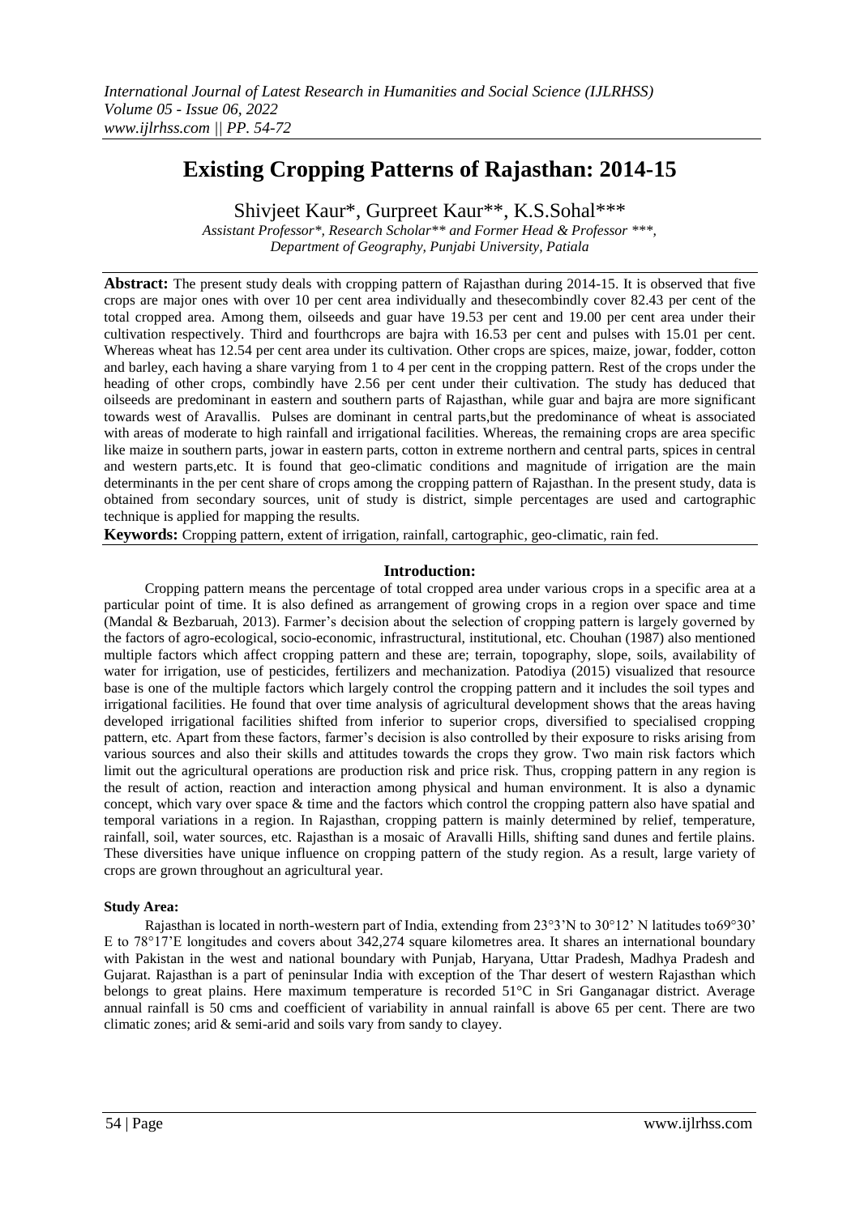# Existing Cropping Patterns of Rajasthan: 2014-15

Shivjeet Kaur*, Gurpreet Kaur**, K.S.Sohal***

*Assistant Professor*, Research Scholar** and Former Head & Professor ***,*
*Department of Geography, Punjabi University, Patiala*

---

**Abstract:** The present study deals with cropping pattern of Rajasthan during 2014-15. It is observed that five crops are major ones with over 10 per cent area individually and thesecombindly cover 82.43 per cent of the total cropped area. Among them, oilseeds and guar have 19.53 per cent and 19.00 per cent area under their cultivation respectively. Third and fourthcrops are bajra with 16.53 per cent and pulses with 15.01 per cent. Whereas wheat has 12.54 per cent area under its cultivation. Other crops are spices, maize, jowar, fodder, cotton and barley, each having a share varying from 1 to 4 per cent in the cropping pattern. Rest of the crops under the heading of other crops, combindly have 2.56 per cent under their cultivation. The study has deduced that oilseeds are predominant in eastern and southern parts of Rajasthan, while guar and bajra are more significant towards west of Aravallis. Pulses are dominant in central parts,but the predominance of wheat is associated with areas of moderate to high rainfall and irrigational facilities. Whereas, the remaining crops are area specific like maize in southern parts, jowar in eastern parts, cotton in extreme northern and central parts, spices in central and western parts,etc. It is found that geo-climatic conditions and magnitude of irrigation are the main determinants in the per cent share of crops among the cropping pattern of Rajasthan. In the present study, data is obtained from secondary sources, unit of study is district, simple percentages are used and cartographic technique is applied for mapping the results.

**Keywords:** Cropping pattern, extent of irrigation, rainfall, cartographic, geo-climatic, rain fed.

---

## Introduction:

Cropping pattern means the percentage of total cropped area under various crops in a specific area at a particular point of time. It is also defined as arrangement of growing crops in a region over space and time (Mandal & Bezbaruah, 2013). Farmer's decision about the selection of cropping pattern is largely governed by the factors of agro-ecological, socio-economic, infrastructural, institutional, etc. Chouhan (1987) also mentioned multiple factors which affect cropping pattern and these are; terrain, topography, slope, soils, availability of water for irrigation, use of pesticides, fertilizers and mechanization. Patodiya (2015) visualized that resource base is one of the multiple factors which largely control the cropping pattern and it includes the soil types and irrigational facilities. He found that over time analysis of agricultural development shows that the areas having developed irrigational facilities shifted from inferior to superior crops, diversified to specialised cropping pattern, etc. Apart from these factors, farmer's decision is also controlled by their exposure to risks arising from various sources and also their skills and attitudes towards the crops they grow. Two main risk factors which limit out the agricultural operations are production risk and price risk. Thus, cropping pattern in any region is the result of action, reaction and interaction among physical and human environment. It is also a dynamic concept, which vary over space & time and the factors which control the cropping pattern also have spatial and temporal variations in a region. In Rajasthan, cropping pattern is mainly determined by relief, temperature, rainfall, soil, water sources, etc. Rajasthan is a mosaic of Aravalli Hills, shifting sand dunes and fertile plains. These diversities have unique influence on cropping pattern of the study region. As a result, large variety of crops are grown throughout an agricultural year.

### Study Area:

Rajasthan is located in north-western part of India, extending from 23°3'N to 30°12' N latitudes to69°30' E to 78°17'E longitudes and covers about 342,274 square kilometres area. It shares an international boundary with Pakistan in the west and national boundary with Punjab, Haryana, Uttar Pradesh, Madhya Pradesh and Gujarat. Rajasthan is a part of peninsular India with exception of the Thar desert of western Rajasthan which belongs to great plains. Here maximum temperature is recorded 51°C in Sri Ganganagar district. Average annual rainfall is 50 cms and coefficient of variability in annual rainfall is above 65 per cent. There are two climatic zones; arid & semi-arid and soils vary from sandy to clayey.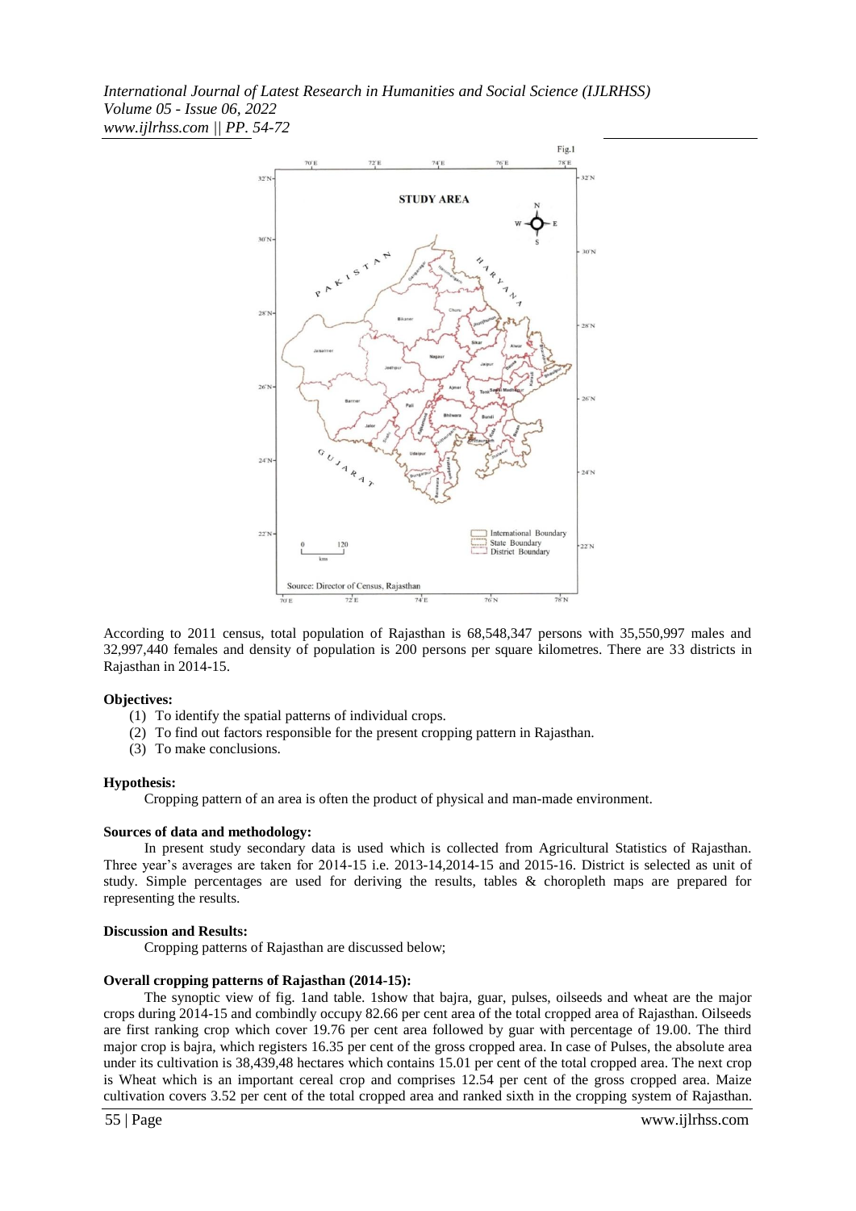According to 2011 census, total population of Rajasthan is 68,548,347 persons with 35,550,997 males and 32,997,440 females and density of population is 200 persons per square kilometres. There are 33 districts in Rajasthan in 2014-15.

**Objectives:**

1. To identify the spatial patterns of individual crops.
2. To find out factors responsible for the present cropping pattern in Rajasthan.
3. To make conclusions.

**Hypothesis:**

Cropping pattern of an area is often the product of physical and man-made environment.

**Sources of data and methodology:**

In present study secondary data is used which is collected from Agricultural Statistics of Rajasthan. Three year's averages are taken for 2014-15 i.e. 2013-14,2014-15 and 2015-16. District is selected as unit of study. Simple percentages are used for deriving the results, tables & choropleth maps are prepared for representing the results.

**Discussion and Results:**

Cropping patterns of Rajasthan are discussed below;

**Overall cropping patterns of Rajasthan (2014-15):**

The synoptic view of fig. 1and table. 1show that bajra, guar, pulses, oilseeds and wheat are the major crops during 2014-15 and combindly occupy 82.66 per cent area of the total cropped area of Rajasthan. Oilseeds are first ranking crop which cover 19.76 per cent area followed by guar with percentage of 19.00. The third major crop is bajra, which registers 16.35 per cent of the gross cropped area. In case of Pulses, the absolute area under its cultivation is 38,439,48 hectares which contains 15.01 per cent of the total cropped area. The next crop is Wheat which is an important cereal crop and comprises 12.54 per cent of the gross cropped area. Maize cultivation covers 3.52 per cent of the total cropped area and ranked sixth in the cropping system of Rajasthan.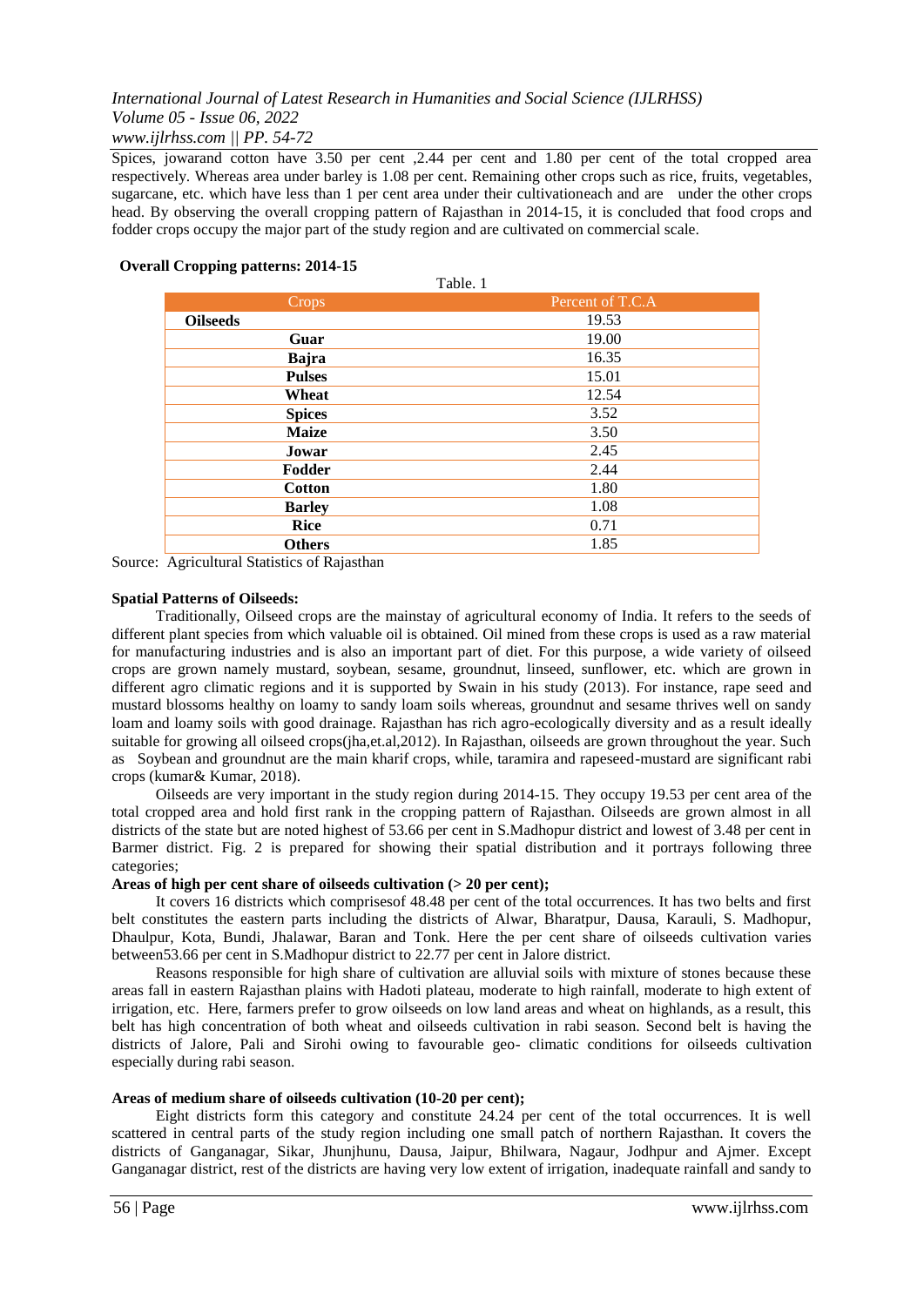Spices, jowarand cotton have 3.50 per cent ,2.44 per cent and 1.80 per cent of the total cropped area respectively. Whereas area under barley is 1.08 per cent. Remaining other crops such as rice, fruits, vegetables, sugarcane, etc. which have less than 1 per cent area under their cultivationeach and are under the other crops head. By observing the overall cropping pattern of Rajasthan in 2014-15, it is concluded that food crops and fodder crops occupy the major part of the study region and are cultivated on commercial scale.

**Overall Cropping patterns: 2014-15**

Table. 1

| Crops | Percent of T.C.A |
|---|---|
| **Oilseeds** | 19.53 |
| **Guar** | 19.00 |
| **Bajra** | 16.35 |
| **Pulses** | 15.01 |
| **Wheat** | 12.54 |
| **Spices** | 3.52 |
| **Maize** | 3.50 |
| **Jowar** | 2.45 |
| **Fodder** | 2.44 |
| **Cotton** | 1.80 |
| **Barley** | 1.08 |
| **Rice** | 0.71 |
| **Others** | 1.85 |

Source: Agricultural Statistics of Rajasthan

**Spatial Patterns of Oilseeds:**

Traditionally, Oilseed crops are the mainstay of agricultural economy of India. It refers to the seeds of different plant species from which valuable oil is obtained. Oil mined from these crops is used as a raw material for manufacturing industries and is also an important part of diet. For this purpose, a wide variety of oilseed crops are grown namely mustard, soybean, sesame, groundnut, linseed, sunflower, etc. which are grown in different agro climatic regions and it is supported by Swain in his study (2013). For instance, rape seed and mustard blossoms healthy on loamy to sandy loam soils whereas, groundnut and sesame thrives well on sandy loam and loamy soils with good drainage. Rajasthan has rich agro-ecologically diversity and as a result ideally suitable for growing all oilseed crops(jha,et.al,2012). In Rajasthan, oilseeds are grown throughout the year. Such as Soybean and groundnut are the main kharif crops, while, taramira and rapeseed-mustard are significant rabi crops (kumar& Kumar, 2018).

Oilseeds are very important in the study region during 2014-15. They occupy 19.53 per cent area of the total cropped area and hold first rank in the cropping pattern of Rajasthan. Oilseeds are grown almost in all districts of the state but are noted highest of 53.66 per cent in S.Madhopur district and lowest of 3.48 per cent in Barmer district. Fig. 2 is prepared for showing their spatial distribution and it portrays following three categories;

**Areas of high per cent share of oilseeds cultivation (> 20 per cent);**

It covers 16 districts which comprisesof 48.48 per cent of the total occurrences. It has two belts and first belt constitutes the eastern parts including the districts of Alwar, Bharatpur, Dausa, Karauli, S. Madhopur, Dhaulpur, Kota, Bundi, Jhalawar, Baran and Tonk. Here the per cent share of oilseeds cultivation varies between53.66 per cent in S.Madhopur district to 22.77 per cent in Jalore district.

Reasons responsible for high share of cultivation are alluvial soils with mixture of stones because these areas fall in eastern Rajasthan plains with Hadoti plateau, moderate to high rainfall, moderate to high extent of irrigation, etc. Here, farmers prefer to grow oilseeds on low land areas and wheat on highlands, as a result, this belt has high concentration of both wheat and oilseeds cultivation in rabi season. Second belt is having the districts of Jalore, Pali and Sirohi owing to favourable geo- climatic conditions for oilseeds cultivation especially during rabi season.

**Areas of medium share of oilseeds cultivation (10-20 per cent);**

Eight districts form this category and constitute 24.24 per cent of the total occurrences. It is well scattered in central parts of the study region including one small patch of northern Rajasthan. It covers the districts of Ganganagar, Sikar, Jhunjhunu, Dausa, Jaipur, Bhilwara, Nagaur, Jodhpur and Ajmer. Except Ganganagar district, rest of the districts are having very low extent of irrigation, inadequate rainfall and sandy to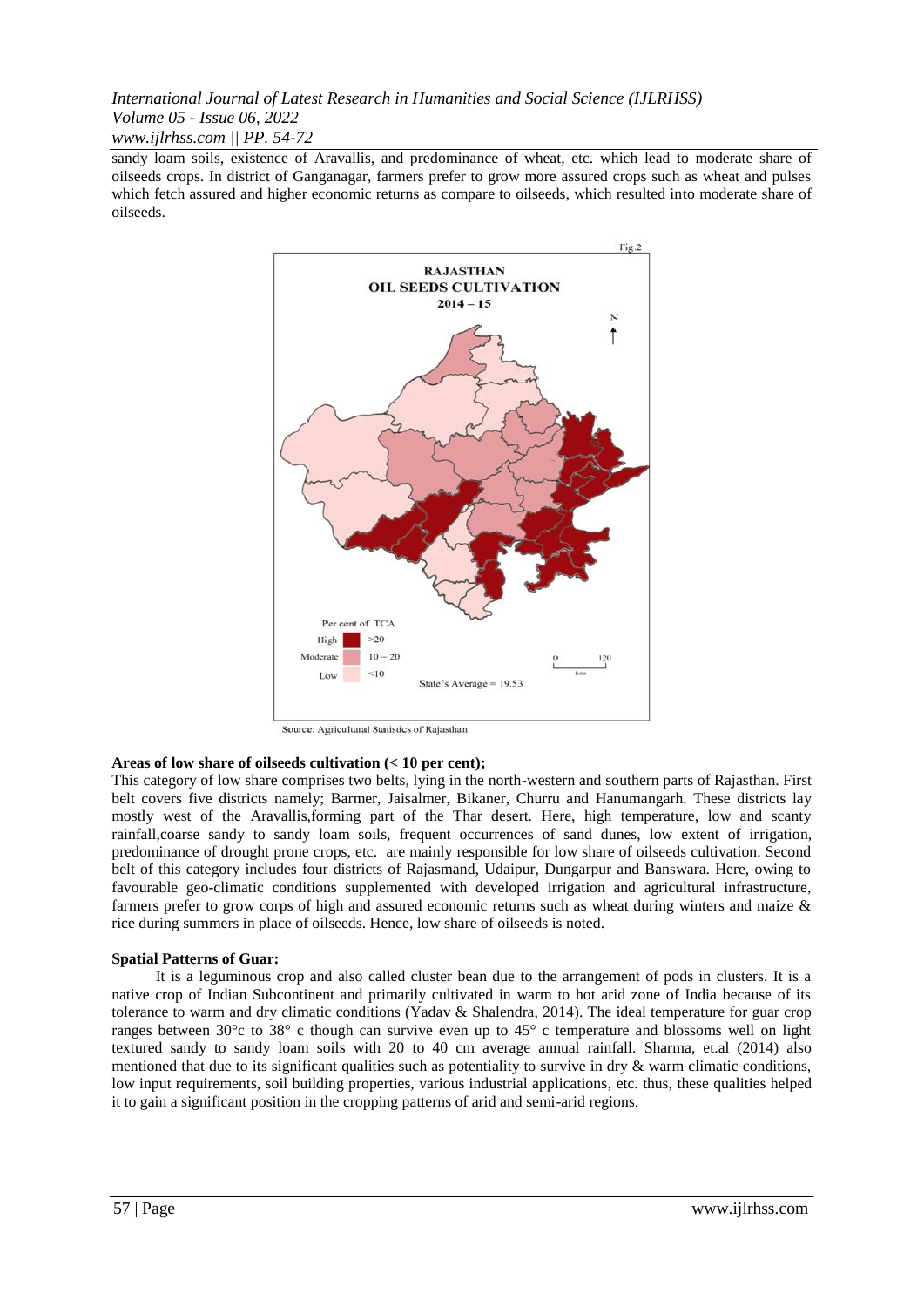sandy loam soils, existence of Aravallis, and predominance of wheat, etc. which lead to moderate share of oilseeds crops. In district of Ganganagar, farmers prefer to grow more assured crops such as wheat and pulses which fetch assured and higher economic returns as compare to oilseeds, which resulted into moderate share of oilseeds.

Fig.2

RAJASTHAN OIL SEEDS CULTIVATION 2014 – 15

Per cent of TCA: High >20; Moderate 10 – 20; Low <10

State's Average = 19.53

Source: Agricultural Statistics of Rajasthan

**Areas of low share of oilseeds cultivation (< 10 per cent);**

This category of low share comprises two belts, lying in the north-western and southern parts of Rajasthan. First belt covers five districts namely; Barmer, Jaisalmer, Bikaner, Churru and Hanumangarh. These districts lay mostly west of the Aravallis,forming part of the Thar desert. Here, high temperature, low and scanty rainfall,coarse sandy to sandy loam soils, frequent occurrences of sand dunes, low extent of irrigation, predominance of drought prone crops, etc. are mainly responsible for low share of oilseeds cultivation. Second belt of this category includes four districts of Rajasmand, Udaipur, Dungarpur and Banswara. Here, owing to favourable geo-climatic conditions supplemented with developed irrigation and agricultural infrastructure, farmers prefer to grow corps of high and assured economic returns such as wheat during winters and maize & rice during summers in place of oilseeds. Hence, low share of oilseeds is noted.

**Spatial Patterns of Guar:**

It is a leguminous crop and also called cluster bean due to the arrangement of pods in clusters. It is a native crop of Indian Subcontinent and primarily cultivated in warm to hot arid zone of India because of its tolerance to warm and dry climatic conditions (Yadav & Shalendra, 2014). The ideal temperature for guar crop ranges between 30°c to 38° c though can survive even up to 45° c temperature and blossoms well on light textured sandy to sandy loam soils with 20 to 40 cm average annual rainfall. Sharma, et.al (2014) also mentioned that due to its significant qualities such as potentiality to survive in dry & warm climatic conditions, low input requirements, soil building properties, various industrial applications, etc. thus, these qualities helped it to gain a significant position in the cropping patterns of arid and semi-arid regions.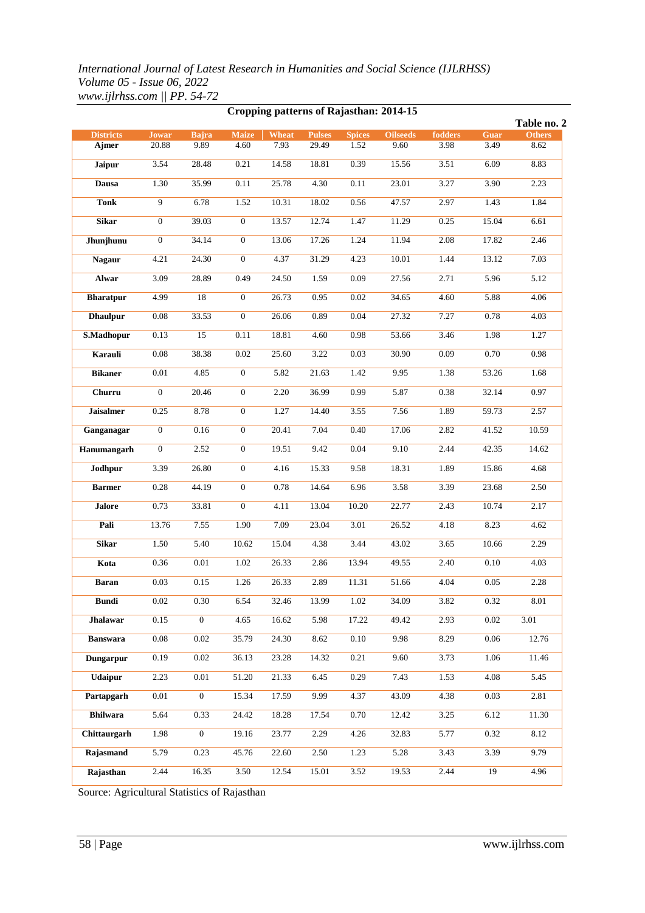## Cropping patterns of Rajasthan: 2014-15

**Table no. 2**

| Districts | Jowar | Bajra | Maize | Wheat | Pulses | Spices | Oilseeds | fodders | Guar | Others |
|---|---|---|---|---|---|---|---|---|---|---|
| Ajmer | 20.88 | 9.89 | 4.60 | 7.93 | 29.49 | 1.52 | 9.60 | 3.98 | 3.49 | 8.62 |
| Jaipur | 3.54 | 28.48 | 0.21 | 14.58 | 18.81 | 0.39 | 15.56 | 3.51 | 6.09 | 8.83 |
| Dausa | 1.30 | 35.99 | 0.11 | 25.78 | 4.30 | 0.11 | 23.01 | 3.27 | 3.90 | 2.23 |
| Tonk | 9 | 6.78 | 1.52 | 10.31 | 18.02 | 0.56 | 47.57 | 2.97 | 1.43 | 1.84 |
| Sikar | 0 | 39.03 | 0 | 13.57 | 12.74 | 1.47 | 11.29 | 0.25 | 15.04 | 6.61 |
| Jhunjhunu | 0 | 34.14 | 0 | 13.06 | 17.26 | 1.24 | 11.94 | 2.08 | 17.82 | 2.46 |
| Nagaur | 4.21 | 24.30 | 0 | 4.37 | 31.29 | 4.23 | 10.01 | 1.44 | 13.12 | 7.03 |
| Alwar | 3.09 | 28.89 | 0.49 | 24.50 | 1.59 | 0.09 | 27.56 | 2.71 | 5.96 | 5.12 |
| Bharatpur | 4.99 | 18 | 0 | 26.73 | 0.95 | 0.02 | 34.65 | 4.60 | 5.88 | 4.06 |
| Dhaulpur | 0.08 | 33.53 | 0 | 26.06 | 0.89 | 0.04 | 27.32 | 7.27 | 0.78 | 4.03 |
| S.Madhopur | 0.13 | 15 | 0.11 | 18.81 | 4.60 | 0.98 | 53.66 | 3.46 | 1.98 | 1.27 |
| Karauli | 0.08 | 38.38 | 0.02 | 25.60 | 3.22 | 0.03 | 30.90 | 0.09 | 0.70 | 0.98 |
| Bikaner | 0.01 | 4.85 | 0 | 5.82 | 21.63 | 1.42 | 9.95 | 1.38 | 53.26 | 1.68 |
| Churru | 0 | 20.46 | 0 | 2.20 | 36.99 | 0.99 | 5.87 | 0.38 | 32.14 | 0.97 |
| Jaisalmer | 0.25 | 8.78 | 0 | 1.27 | 14.40 | 3.55 | 7.56 | 1.89 | 59.73 | 2.57 |
| Ganganagar | 0 | 0.16 | 0 | 20.41 | 7.04 | 0.40 | 17.06 | 2.82 | 41.52 | 10.59 |
| Hanumangarh | 0 | 2.52 | 0 | 19.51 | 9.42 | 0.04 | 9.10 | 2.44 | 42.35 | 14.62 |
| Jodhpur | 3.39 | 26.80 | 0 | 4.16 | 15.33 | 9.58 | 18.31 | 1.89 | 15.86 | 4.68 |
| Barmer | 0.28 | 44.19 | 0 | 0.78 | 14.64 | 6.96 | 3.58 | 3.39 | 23.68 | 2.50 |
| Jalore | 0.73 | 33.81 | 0 | 4.11 | 13.04 | 10.20 | 22.77 | 2.43 | 10.74 | 2.17 |
| Pali | 13.76 | 7.55 | 1.90 | 7.09 | 23.04 | 3.01 | 26.52 | 4.18 | 8.23 | 4.62 |
| Sikar | 1.50 | 5.40 | 10.62 | 15.04 | 4.38 | 3.44 | 43.02 | 3.65 | 10.66 | 2.29 |
| Kota | 0.36 | 0.01 | 1.02 | 26.33 | 2.86 | 13.94 | 49.55 | 2.40 | 0.10 | 4.03 |
| Baran | 0.03 | 0.15 | 1.26 | 26.33 | 2.89 | 11.31 | 51.66 | 4.04 | 0.05 | 2.28 |
| Bundi | 0.02 | 0.30 | 6.54 | 32.46 | 13.99 | 1.02 | 34.09 | 3.82 | 0.32 | 8.01 |
| Jhalawar | 0.15 | 0 | 4.65 | 16.62 | 5.98 | 17.22 | 49.42 | 2.93 | 0.02 | 3.01 |
| Banswara | 0.08 | 0.02 | 35.79 | 24.30 | 8.62 | 0.10 | 9.98 | 8.29 | 0.06 | 12.76 |
| Dungarpur | 0.19 | 0.02 | 36.13 | 23.28 | 14.32 | 0.21 | 9.60 | 3.73 | 1.06 | 11.46 |
| Udaipur | 2.23 | 0.01 | 51.20 | 21.33 | 6.45 | 0.29 | 7.43 | 1.53 | 4.08 | 5.45 |
| Partapgarh | 0.01 | 0 | 15.34 | 17.59 | 9.99 | 4.37 | 43.09 | 4.38 | 0.03 | 2.81 |
| Bhilwara | 5.64 | 0.33 | 24.42 | 18.28 | 17.54 | 0.70 | 12.42 | 3.25 | 6.12 | 11.30 |
| Chittaurgarh | 1.98 | 0 | 19.16 | 23.77 | 2.29 | 4.26 | 32.83 | 5.77 | 0.32 | 8.12 |
| Rajasmand | 5.79 | 0.23 | 45.76 | 22.60 | 2.50 | 1.23 | 5.28 | 3.43 | 3.39 | 9.79 |
| Rajasthan | 2.44 | 16.35 | 3.50 | 12.54 | 15.01 | 3.52 | 19.53 | 2.44 | 19 | 4.96 |

Source: Agricultural Statistics of Rajasthan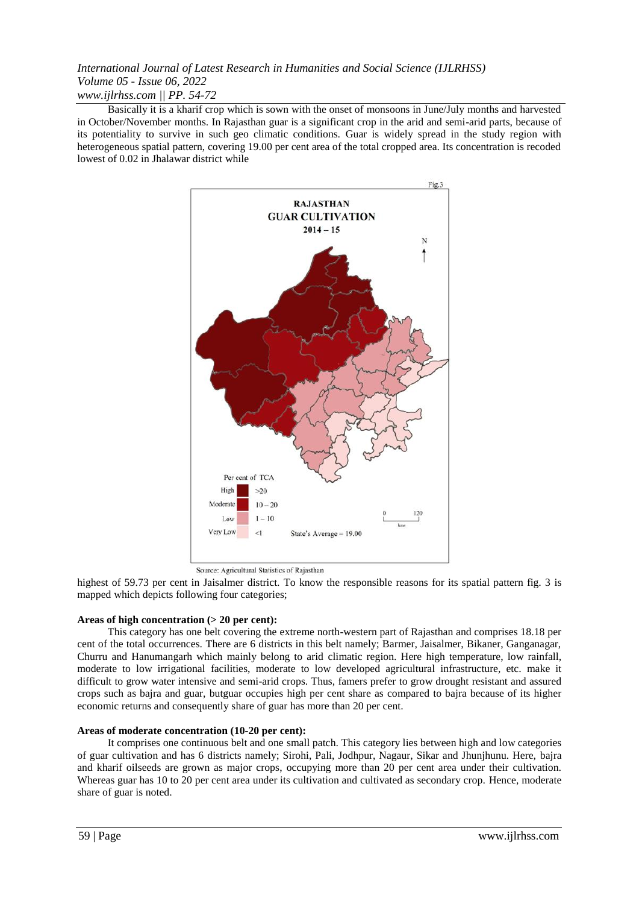Basically it is a kharif crop which is sown with the onset of monsoons in June/July months and harvested in October/November months. In Rajasthan guar is a significant crop in the arid and semi-arid parts, because of its potentiality to survive in such geo climatic conditions. Guar is widely spread in the study region with heterogeneous spatial pattern, covering 19.00 per cent area of the total cropped area. Its concentration is recoded lowest of 0.02 in Jhalawar district while

Source: Agricultural Statistics of Rajasthan

highest of 59.73 per cent in Jaisalmer district. To know the responsible reasons for its spatial pattern fig. 3 is mapped which depicts following four categories;

**Areas of high concentration (> 20 per cent):**

This category has one belt covering the extreme north-western part of Rajasthan and comprises 18.18 per cent of the total occurrences. There are 6 districts in this belt namely; Barmer, Jaisalmer, Bikaner, Ganganagar, Churru and Hanumangarh which mainly belong to arid climatic region. Here high temperature, low rainfall, moderate to low irrigational facilities, moderate to low developed agricultural infrastructure, etc. make it difficult to grow water intensive and semi-arid crops. Thus, famers prefer to grow drought resistant and assured crops such as bajra and guar, butguar occupies high per cent share as compared to bajra because of its higher economic returns and consequently share of guar has more than 20 per cent.

**Areas of moderate concentration (10-20 per cent):**

It comprises one continuous belt and one small patch. This category lies between high and low categories of guar cultivation and has 6 districts namely; Sirohi, Pali, Jodhpur, Nagaur, Sikar and Jhunjhunu. Here, bajra and kharif oilseeds are grown as major crops, occupying more than 20 per cent area under their cultivation. Whereas guar has 10 to 20 per cent area under its cultivation and cultivated as secondary crop. Hence, moderate share of guar is noted.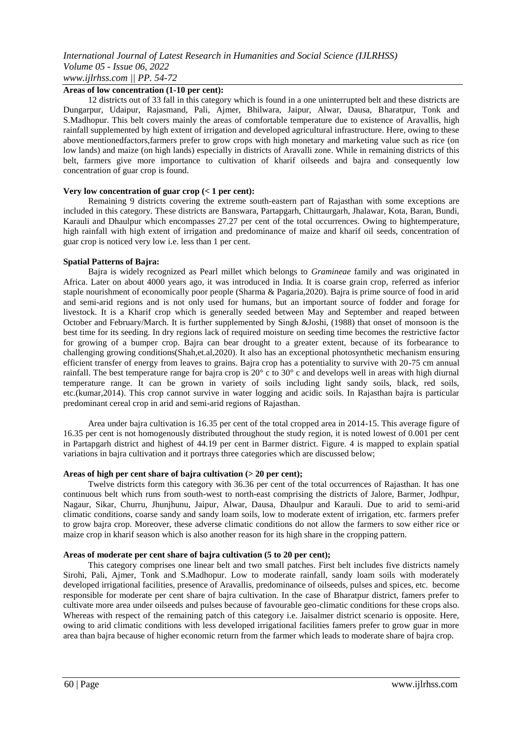**Areas of low concentration (1-10 per cent):**

12 districts out of 33 fall in this category which is found in a one uninterrupted belt and these districts are Dungarpur, Udaipur, Rajasmand, Pali, Ajmer, Bhilwara, Jaipur, Alwar, Dausa, Bharatpur, Tonk and S.Madhopur. This belt covers mainly the areas of comfortable temperature due to existence of Aravallis, high rainfall supplemented by high extent of irrigation and developed agricultural infrastructure. Here, owing to these above mentionedfactors,farmers prefer to grow crops with high monetary and marketing value such as rice (on low lands) and maize (on high lands) especially in districts of Aravalli zone. While in remaining districts of this belt, farmers give more importance to cultivation of kharif oilseeds and bajra and consequently low concentration of guar crop is found.

**Very low concentration of guar crop (< 1 per cent):**

Remaining 9 districts covering the extreme south-eastern part of Rajasthan with some exceptions are included in this category. These districts are Banswara, Partapgarh, Chittaurgarh, Jhalawar, Kota, Baran, Bundi, Karauli and Dhaulpur which encompasses 27.27 per cent of the total occurrences. Owing to hightemperature, high rainfall with high extent of irrigation and predominance of maize and kharif oil seeds, concentration of guar crop is noticed very low i.e. less than 1 per cent.

**Spatial Patterns of Bajra:**

Bajra is widely recognized as Pearl millet which belongs to *Gramineae* family and was originated in Africa. Later on about 4000 years ago, it was introduced in India. It is coarse grain crop, referred as inferior staple nourishment of economically poor people (Sharma & Pagaria,2020). Bajra is prime source of food in arid and semi-arid regions and is not only used for humans, but an important source of fodder and forage for livestock. It is a Kharif crop which is generally seeded between May and September and reaped between October and February/March. It is further supplemented by Singh &Joshi, (1988) that onset of monsoon is the best time for its seeding. In dry regions lack of required moisture on seeding time becomes the restrictive factor for growing of a bumper crop. Bajra can bear drought to a greater extent, because of its forbearance to challenging growing conditions(Shah,et.al,2020). It also has an exceptional photosynthetic mechanism ensuring efficient transfer of energy from leaves to grains. Bajra crop has a potentiality to survive with 20-75 cm annual rainfall. The best temperature range for bajra crop is 20° c to 30° c and develops well in areas with high diurnal temperature range. It can be grown in variety of soils including light sandy soils, black, red soils, etc.(kumar,2014). This crop cannot survive in water logging and acidic soils. In Rajasthan bajra is particular predominant cereal crop in arid and semi-arid regions of Rajasthan.

Area under bajra cultivation is 16.35 per cent of the total cropped area in 2014-15. This average figure of 16.35 per cent is not homogenously distributed throughout the study region, it is noted lowest of 0.001 per cent in Partapgarh district and highest of 44.19 per cent in Barmer district. Figure. 4 is mapped to explain spatial variations in bajra cultivation and it portrays three categories which are discussed below;

**Areas of high per cent share of bajra cultivation (> 20 per cent);**

Twelve districts form this category with 36.36 per cent of the total occurrences of Rajasthan. It has one continuous belt which runs from south-west to north-east comprising the districts of Jalore, Barmer, Jodhpur, Nagaur, Sikar, Churru, Jhunjhunu, Jaipur, Alwar, Dausa, Dhaulpur and Karauli. Due to arid to semi-arid climatic conditions, coarse sandy and sandy loam soils, low to moderate extent of irrigation, etc. farmers prefer to grow bajra crop. Moreover, these adverse climatic conditions do not allow the farmers to sow either rice or maize crop in kharif season which is also another reason for its high share in the cropping pattern.

**Areas of moderate per cent share of bajra cultivation (5 to 20 per cent);**

This category comprises one linear belt and two small patches. First belt includes five districts namely Sirohi, Pali, Ajmer, Tonk and S.Madhopur. Low to moderate rainfall, sandy loam soils with moderately developed irrigational facilities, presence of Aravallis, predominance of oilseeds, pulses and spices, etc. become responsible for moderate per cent share of bajra cultivation. In the case of Bharatpur district, famers prefer to cultivate more area under oilseeds and pulses because of favourable geo-climatic conditions for these crops also. Whereas with respect of the remaining patch of this category i.e. Jaisalmer district scenario is opposite. Here, owing to arid climatic conditions with less developed irrigational facilities famers prefer to grow guar in more area than bajra because of higher economic return from the farmer which leads to moderate share of bajra crop.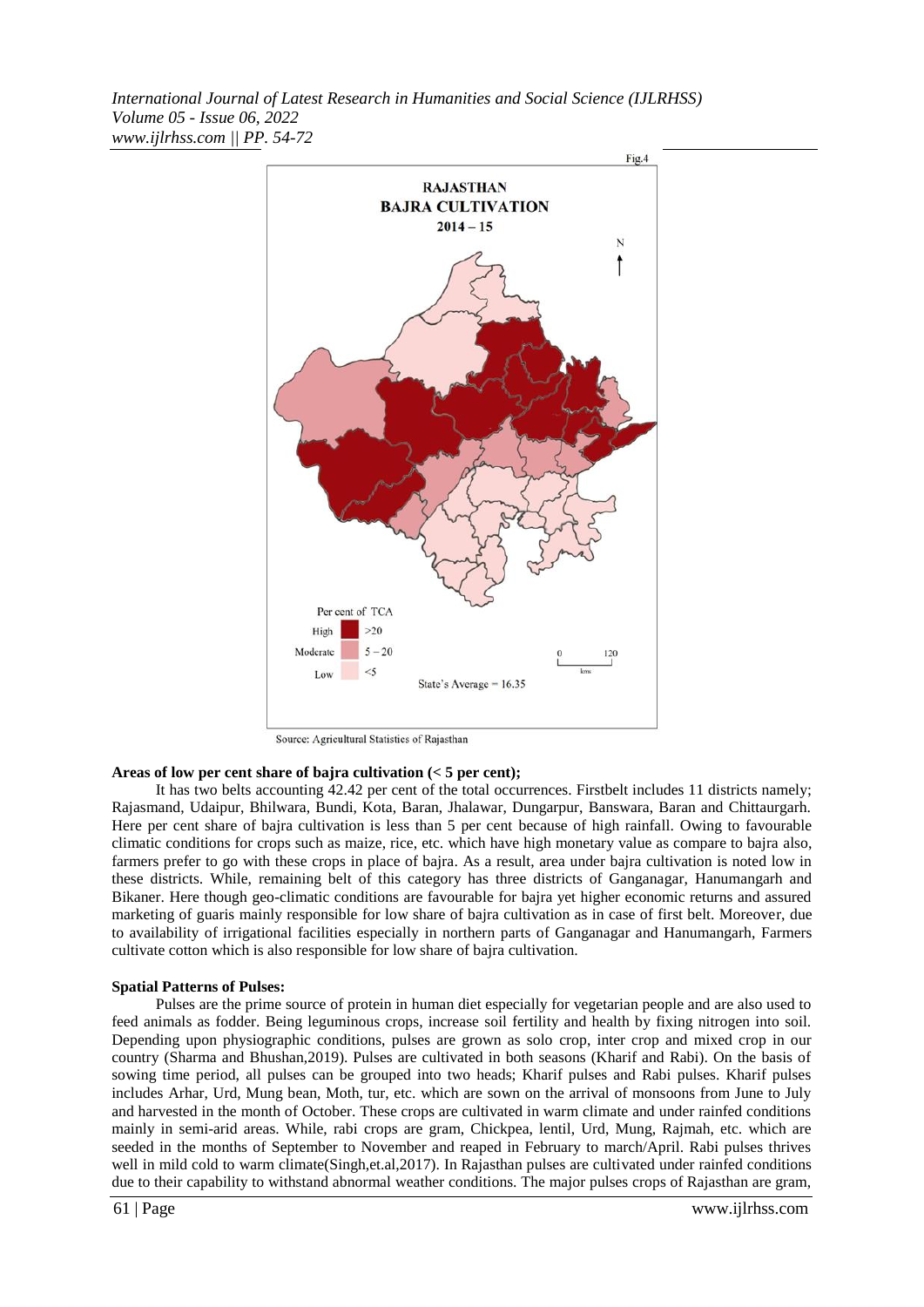Fig.4

RAJASTHAN BAJRA CULTIVATION 2014 – 15

Per cent of TCA

High >20

Moderate 5 – 20

Low <5

State's Average = 16.35

Source: Agricultural Statistics of Rajasthan

**Areas of low per cent share of bajra cultivation (< 5 per cent);**

It has two belts accounting 42.42 per cent of the total occurrences. Firstbelt includes 11 districts namely; Rajasmand, Udaipur, Bhilwara, Bundi, Kota, Baran, Jhalawar, Dungarpur, Banswara, Baran and Chittaurgarh. Here per cent share of bajra cultivation is less than 5 per cent because of high rainfall. Owing to favourable climatic conditions for crops such as maize, rice, etc. which have high monetary value as compare to bajra also, farmers prefer to go with these crops in place of bajra. As a result, area under bajra cultivation is noted low in these districts. While, remaining belt of this category has three districts of Ganganagar, Hanumangarh and Bikaner. Here though geo-climatic conditions are favourable for bajra yet higher economic returns and assured marketing of guaris mainly responsible for low share of bajra cultivation as in case of first belt. Moreover, due to availability of irrigational facilities especially in northern parts of Ganganagar and Hanumangarh, Farmers cultivate cotton which is also responsible for low share of bajra cultivation.

**Spatial Patterns of Pulses:**

Pulses are the prime source of protein in human diet especially for vegetarian people and are also used to feed animals as fodder. Being leguminous crops, increase soil fertility and health by fixing nitrogen into soil. Depending upon physiographic conditions, pulses are grown as solo crop, inter crop and mixed crop in our country (Sharma and Bhushan,2019). Pulses are cultivated in both seasons (Kharif and Rabi). On the basis of sowing time period, all pulses can be grouped into two heads; Kharif pulses and Rabi pulses. Kharif pulses includes Arhar, Urd, Mung bean, Moth, tur, etc. which are sown on the arrival of monsoons from June to July and harvested in the month of October. These crops are cultivated in warm climate and under rainfed conditions mainly in semi-arid areas. While, rabi crops are gram, Chickpea, lentil, Urd, Mung, Rajmah, etc. which are seeded in the months of September to November and reaped in February to march/April. Rabi pulses thrives well in mild cold to warm climate(Singh,et.al,2017). In Rajasthan pulses are cultivated under rainfed conditions due to their capability to withstand abnormal weather conditions. The major pulses crops of Rajasthan are gram,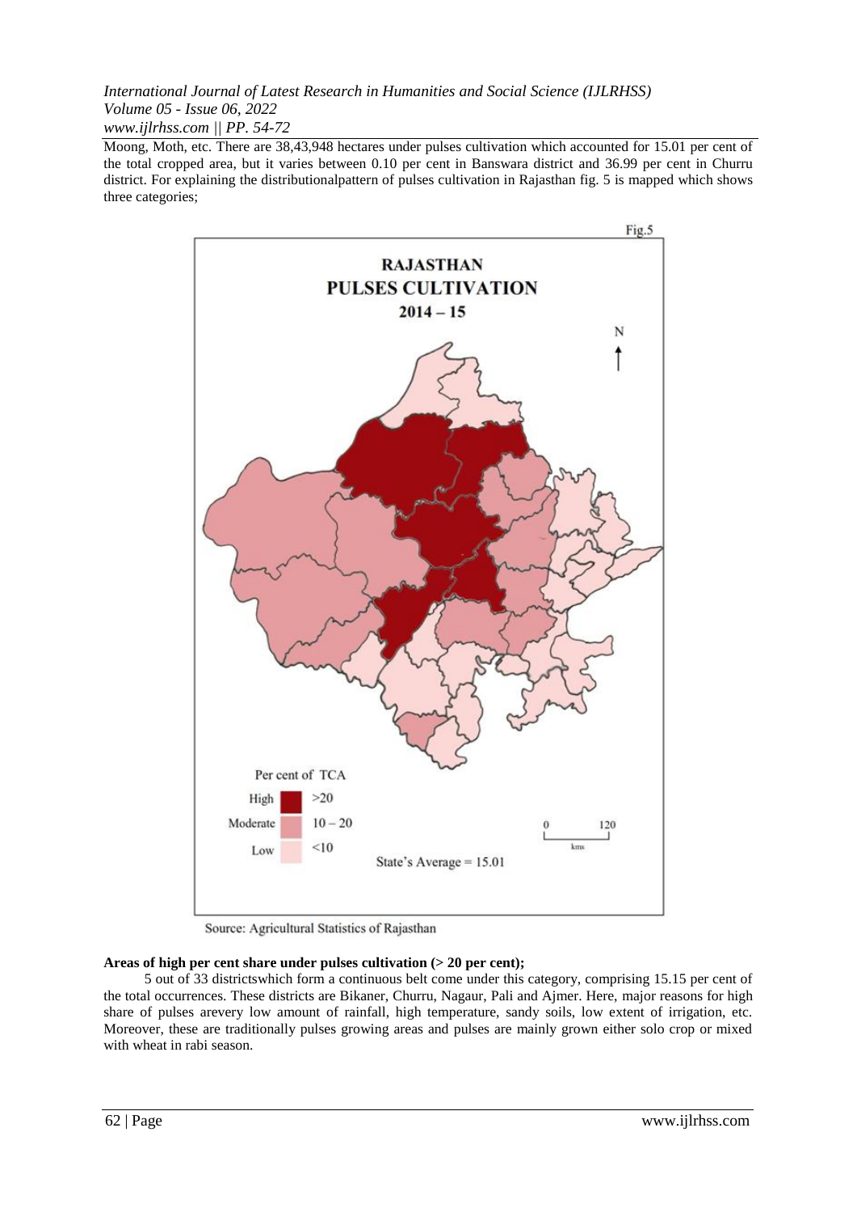Moong, Moth, etc. There are 38,43,948 hectares under pulses cultivation which accounted for 15.01 per cent of the total cropped area, but it varies between 0.10 per cent in Banswara district and 36.99 per cent in Churru district. For explaining the distributionalpattern of pulses cultivation in Rajasthan fig. 5 is mapped which shows three categories;

Fig.5

RAJASTHAN
PULSES CULTIVATION
2014 – 15

Per cent of TCA

| | | |
|---|---|---|
| High | | >20 |
| Moderate | | 10 – 20 |
| Low | | <10 |

State's Average = 15.01

Source: Agricultural Statistics of Rajasthan

**Areas of high per cent share under pulses cultivation (> 20 per cent);**

5 out of 33 districtswhich form a continuous belt come under this category, comprising 15.15 per cent of the total occurrences. These districts are Bikaner, Churru, Nagaur, Pali and Ajmer. Here, major reasons for high share of pulses arevery low amount of rainfall, high temperature, sandy soils, low extent of irrigation, etc. Moreover, these are traditionally pulses growing areas and pulses are mainly grown either solo crop or mixed with wheat in rabi season.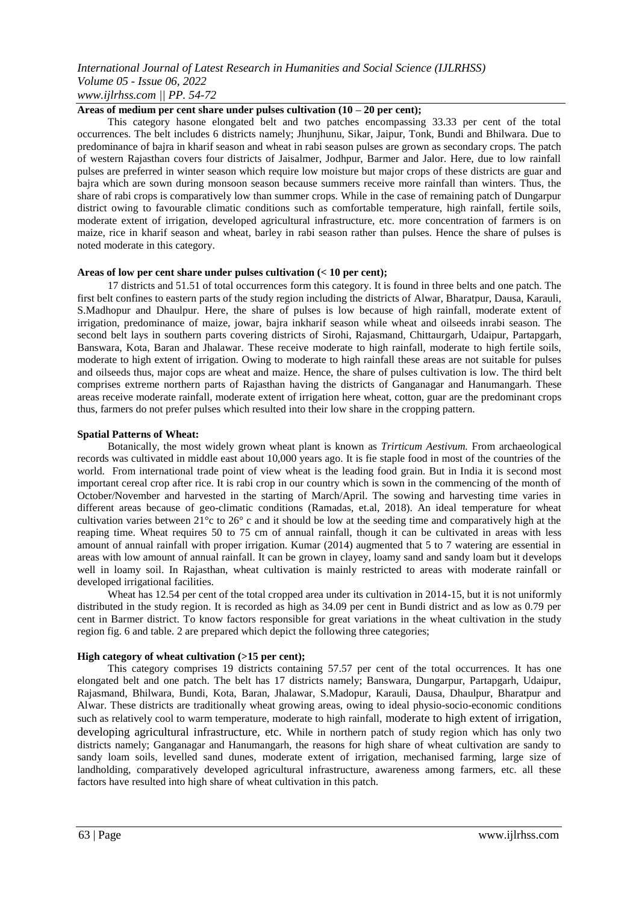**Areas of medium per cent share under pulses cultivation (10 – 20 per cent);**

This category hasone elongated belt and two patches encompassing 33.33 per cent of the total occurrences. The belt includes 6 districts namely; Jhunjhunu, Sikar, Jaipur, Tonk, Bundi and Bhilwara. Due to predominance of bajra in kharif season and wheat in rabi season pulses are grown as secondary crops. The patch of western Rajasthan covers four districts of Jaisalmer, Jodhpur, Barmer and Jalor. Here, due to low rainfall pulses are preferred in winter season which require low moisture but major crops of these districts are guar and bajra which are sown during monsoon season because summers receive more rainfall than winters. Thus, the share of rabi crops is comparatively low than summer crops. While in the case of remaining patch of Dungarpur district owing to favourable climatic conditions such as comfortable temperature, high rainfall, fertile soils, moderate extent of irrigation, developed agricultural infrastructure, etc. more concentration of farmers is on maize, rice in kharif season and wheat, barley in rabi season rather than pulses. Hence the share of pulses is noted moderate in this category.

**Areas of low per cent share under pulses cultivation (< 10 per cent);**

17 districts and 51.51 of total occurrences form this category. It is found in three belts and one patch. The first belt confines to eastern parts of the study region including the districts of Alwar, Bharatpur, Dausa, Karauli, S.Madhopur and Dhaulpur. Here, the share of pulses is low because of high rainfall, moderate extent of irrigation, predominance of maize, jowar, bajra inkharif season while wheat and oilseeds inrabi season. The second belt lays in southern parts covering districts of Sirohi, Rajasmand, Chittaurgarh, Udaipur, Partapgarh, Banswara, Kota, Baran and Jhalawar. These receive moderate to high rainfall, moderate to high fertile soils, moderate to high extent of irrigation. Owing to moderate to high rainfall these areas are not suitable for pulses and oilseeds thus, major cops are wheat and maize. Hence, the share of pulses cultivation is low. The third belt comprises extreme northern parts of Rajasthan having the districts of Ganganagar and Hanumangarh. These areas receive moderate rainfall, moderate extent of irrigation here wheat, cotton, guar are the predominant crops thus, farmers do not prefer pulses which resulted into their low share in the cropping pattern.

**Spatial Patterns of Wheat:**

Botanically, the most widely grown wheat plant is known as *Trirticum Aestivum.* From archaeological records was cultivated in middle east about 10,000 years ago. It is fie staple food in most of the countries of the world. From international trade point of view wheat is the leading food grain. But in India it is second most important cereal crop after rice. It is rabi crop in our country which is sown in the commencing of the month of October/November and harvested in the starting of March/April. The sowing and harvesting time varies in different areas because of geo-climatic conditions (Ramadas, et.al, 2018). An ideal temperature for wheat cultivation varies between 21°c to 26° c and it should be low at the seeding time and comparatively high at the reaping time. Wheat requires 50 to 75 cm of annual rainfall, though it can be cultivated in areas with less amount of annual rainfall with proper irrigation. Kumar (2014) augmented that 5 to 7 watering are essential in areas with low amount of annual rainfall. It can be grown in clayey, loamy sand and sandy loam but it develops well in loamy soil. In Rajasthan, wheat cultivation is mainly restricted to areas with moderate rainfall or developed irrigational facilities.

Wheat has 12.54 per cent of the total cropped area under its cultivation in 2014-15, but it is not uniformly distributed in the study region. It is recorded as high as 34.09 per cent in Bundi district and as low as 0.79 per cent in Barmer district. To know factors responsible for great variations in the wheat cultivation in the study region fig. 6 and table. 2 are prepared which depict the following three categories;

**High category of wheat cultivation (>15 per cent);**

This category comprises 19 districts containing 57.57 per cent of the total occurrences. It has one elongated belt and one patch. The belt has 17 districts namely; Banswara, Dungarpur, Partapgarh, Udaipur, Rajasmand, Bhilwara, Bundi, Kota, Baran, Jhalawar, S.Madopur, Karauli, Dausa, Dhaulpur, Bharatpur and Alwar. These districts are traditionally wheat growing areas, owing to ideal physio-socio-economic conditions such as relatively cool to warm temperature, moderate to high rainfall, moderate to high extent of irrigation, developing agricultural infrastructure, etc. While in northern patch of study region which has only two districts namely; Ganganagar and Hanumangarh, the reasons for high share of wheat cultivation are sandy to sandy loam soils, levelled sand dunes, moderate extent of irrigation, mechanised farming, large size of landholding, comparatively developed agricultural infrastructure, awareness among farmers, etc. all these factors have resulted into high share of wheat cultivation in this patch.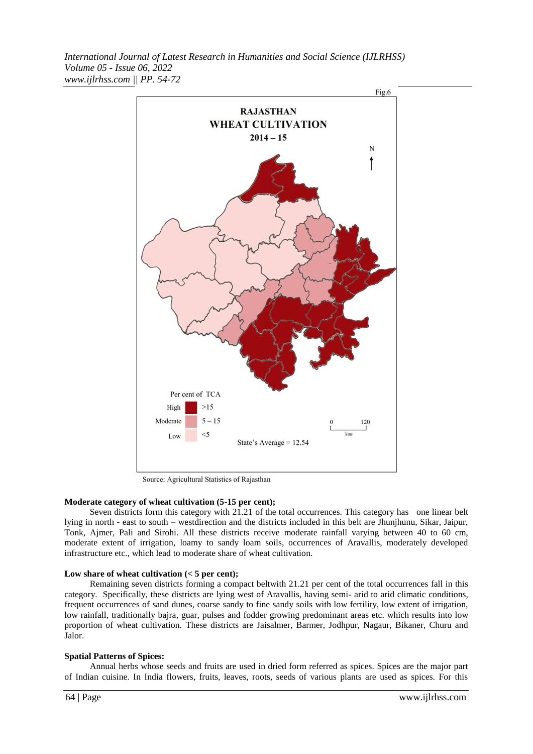Fig.6

**RAJASTHAN**
**WHEAT CULTIVATION**
**2014 – 15**

Per cent of TCA

- High >15
- Moderate 5 – 15
- Low <5

State's Average = 12.54

Source: Agricultural Statistics of Rajasthan

**Moderate category of wheat cultivation (5-15 per cent);**

Seven districts form this category with 21.21 of the total occurrences. This category has one linear belt lying in north - east to south – westdirection and the districts included in this belt are Jhunjhunu, Sikar, Jaipur, Tonk, Ajmer, Pali and Sirohi. All these districts receive moderate rainfall varying between 40 to 60 cm, moderate extent of irrigation, loamy to sandy loam soils, occurrences of Aravallis, moderately developed infrastructure etc., which lead to moderate share of wheat cultivation.

**Low share of wheat cultivation (< 5 per cent);**

Remaining seven districts forming a compact beltwith 21.21 per cent of the total occurrences fall in this category. Specifically, these districts are lying west of Aravallis, having semi- arid to arid climatic conditions, frequent occurrences of sand dunes, coarse sandy to fine sandy soils with low fertility, low extent of irrigation, low rainfall, traditionally bajra, guar, pulses and fodder growing predominant areas etc. which results into low proportion of wheat cultivation. These districts are Jaisalmer, Barmer, Jodhpur, Nagaur, Bikaner, Churu and Jalor.

**Spatial Patterns of Spices:**

Annual herbs whose seeds and fruits are used in dried form referred as spices. Spices are the major part of Indian cuisine. In India flowers, fruits, leaves, roots, seeds of various plants are used as spices. For this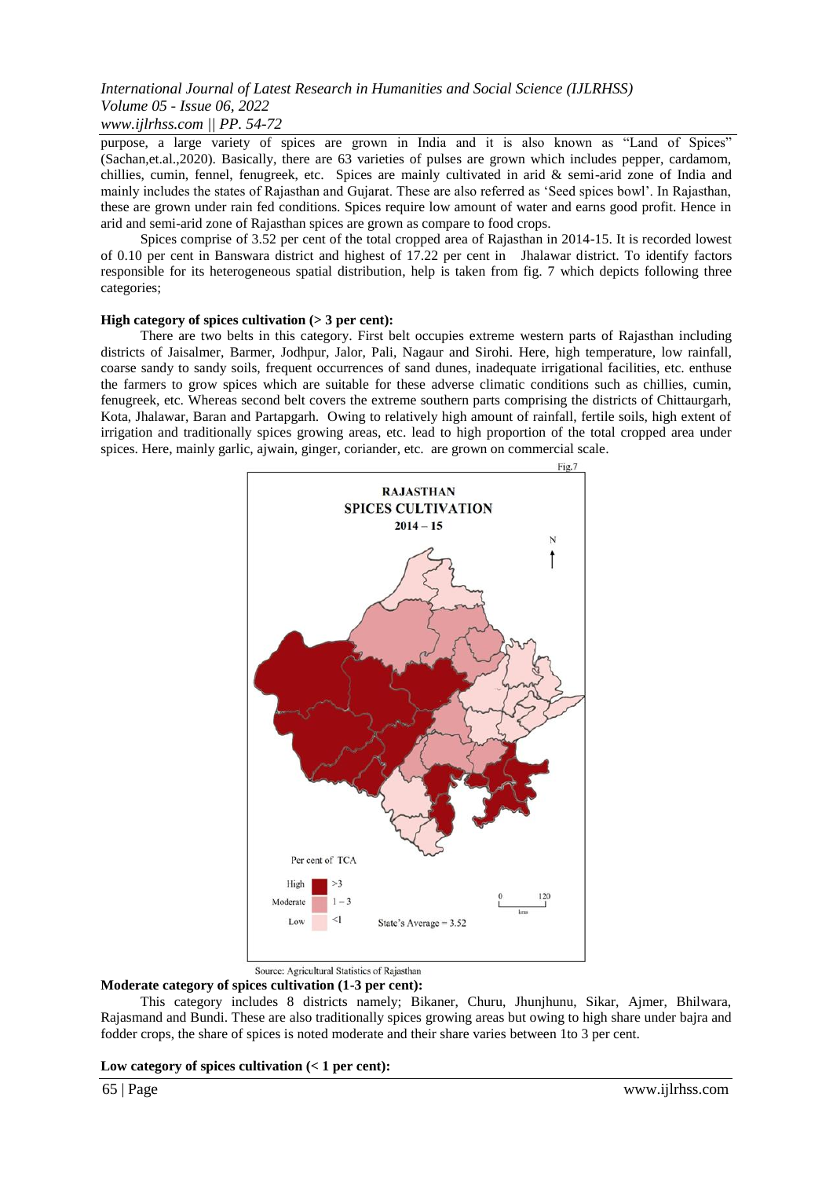purpose, a large variety of spices are grown in India and it is also known as "Land of Spices" (Sachan,et.al.,2020). Basically, there are 63 varieties of pulses are grown which includes pepper, cardamom, chillies, cumin, fennel, fenugreek, etc. Spices are mainly cultivated in arid & semi-arid zone of India and mainly includes the states of Rajasthan and Gujarat. These are also referred as 'Seed spices bowl'. In Rajasthan, these are grown under rain fed conditions. Spices require low amount of water and earns good profit. Hence in arid and semi-arid zone of Rajasthan spices are grown as compare to food crops.

Spices comprise of 3.52 per cent of the total cropped area of Rajasthan in 2014-15. It is recorded lowest of 0.10 per cent in Banswara district and highest of 17.22 per cent in Jhalawar district. To identify factors responsible for its heterogeneous spatial distribution, help is taken from fig. 7 which depicts following three categories;

**High category of spices cultivation (> 3 per cent):**

There are two belts in this category. First belt occupies extreme western parts of Rajasthan including districts of Jaisalmer, Barmer, Jodhpur, Jalor, Pali, Nagaur and Sirohi. Here, high temperature, low rainfall, coarse sandy to sandy soils, frequent occurrences of sand dunes, inadequate irrigational facilities, etc. enthuse the farmers to grow spices which are suitable for these adverse climatic conditions such as chillies, cumin, fenugreek, etc. Whereas second belt covers the extreme southern parts comprising the districts of Chittaurgarh, Kota, Jhalawar, Baran and Partapgarh. Owing to relatively high amount of rainfall, fertile soils, high extent of irrigation and traditionally spices growing areas, etc. lead to high proportion of the total cropped area under spices. Here, mainly garlic, ajwain, ginger, coriander, etc. are grown on commercial scale.

Fig.7

RAJASTHAN SPICES CULTIVATION 2014 – 15

Per cent of TCA: High >3; Moderate 1 – 3; Low <1. State's Average = 3.52

Source: Agricultural Statistics of Rajasthan

**Moderate category of spices cultivation (1-3 per cent):**

This category includes 8 districts namely; Bikaner, Churu, Jhunjhunu, Sikar, Ajmer, Bhilwara, Rajasmand and Bundi. These are also traditionally spices growing areas but owing to high share under bajra and fodder crops, the share of spices is noted moderate and their share varies between 1to 3 per cent.

**Low category of spices cultivation (< 1 per cent):**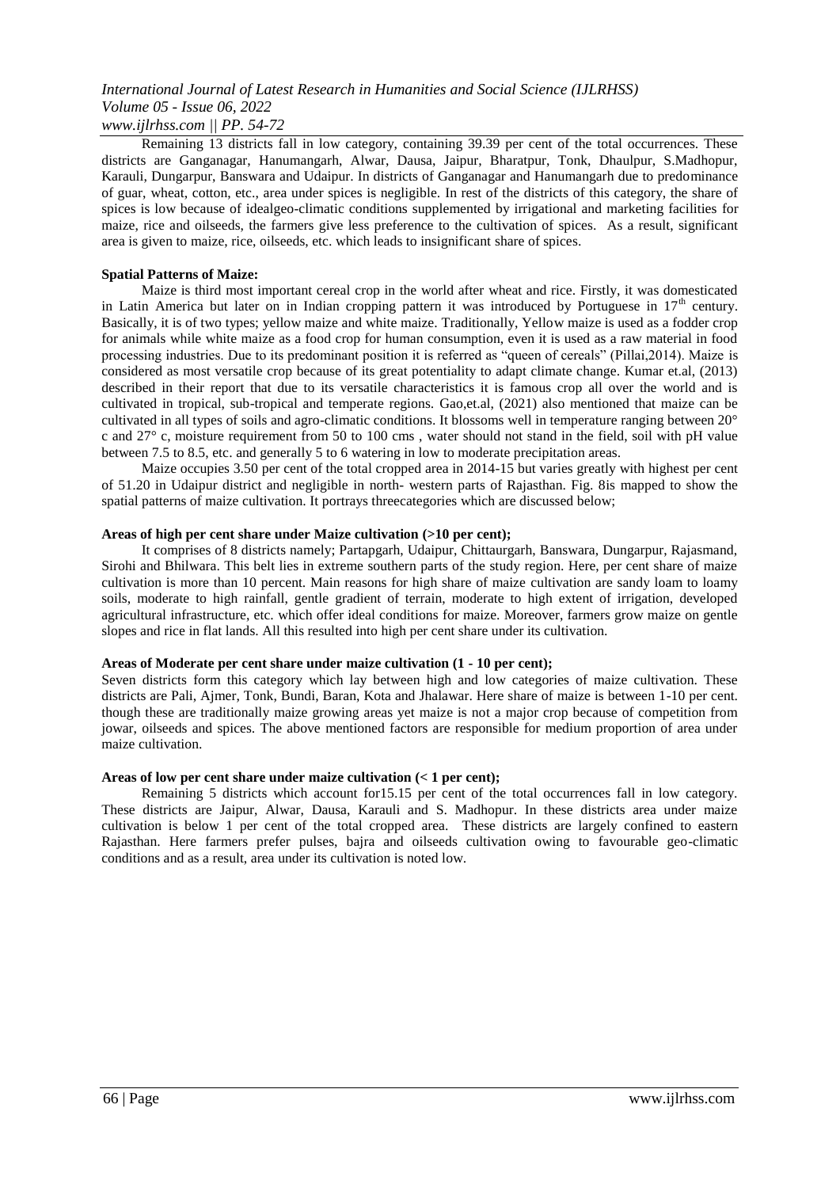Remaining 13 districts fall in low category, containing 39.39 per cent of the total occurrences. These districts are Ganganagar, Hanumangarh, Alwar, Dausa, Jaipur, Bharatpur, Tonk, Dhaulpur, S.Madhopur, Karauli, Dungarpur, Banswara and Udaipur. In districts of Ganganagar and Hanumangarh due to predominance of guar, wheat, cotton, etc., area under spices is negligible. In rest of the districts of this category, the share of spices is low because of idealgeo-climatic conditions supplemented by irrigational and marketing facilities for maize, rice and oilseeds, the farmers give less preference to the cultivation of spices. As a result, significant area is given to maize, rice, oilseeds, etc. which leads to insignificant share of spices.

**Spatial Patterns of Maize:**

Maize is third most important cereal crop in the world after wheat and rice. Firstly, it was domesticated in Latin America but later on in Indian cropping pattern it was introduced by Portuguese in 17th century. Basically, it is of two types; yellow maize and white maize. Traditionally, Yellow maize is used as a fodder crop for animals while white maize as a food crop for human consumption, even it is used as a raw material in food processing industries. Due to its predominant position it is referred as "queen of cereals" (Pillai,2014). Maize is considered as most versatile crop because of its great potentiality to adapt climate change. Kumar et.al, (2013) described in their report that due to its versatile characteristics it is famous crop all over the world and is cultivated in tropical, sub-tropical and temperate regions. Gao,et.al, (2021) also mentioned that maize can be cultivated in all types of soils and agro-climatic conditions. It blossoms well in temperature ranging between 20° c and 27° c, moisture requirement from 50 to 100 cms , water should not stand in the field, soil with pH value between 7.5 to 8.5, etc. and generally 5 to 6 watering in low to moderate precipitation areas.

Maize occupies 3.50 per cent of the total cropped area in 2014-15 but varies greatly with highest per cent of 51.20 in Udaipur district and negligible in north- western parts of Rajasthan. Fig. 8is mapped to show the spatial patterns of maize cultivation. It portrays threecategories which are discussed below;

**Areas of high per cent share under Maize cultivation (>10 per cent);**

It comprises of 8 districts namely; Partapgarh, Udaipur, Chittaurgarh, Banswara, Dungarpur, Rajasmand, Sirohi and Bhilwara. This belt lies in extreme southern parts of the study region. Here, per cent share of maize cultivation is more than 10 percent. Main reasons for high share of maize cultivation are sandy loam to loamy soils, moderate to high rainfall, gentle gradient of terrain, moderate to high extent of irrigation, developed agricultural infrastructure, etc. which offer ideal conditions for maize. Moreover, farmers grow maize on gentle slopes and rice in flat lands. All this resulted into high per cent share under its cultivation.

**Areas of Moderate per cent share under maize cultivation (1 - 10 per cent);**

Seven districts form this category which lay between high and low categories of maize cultivation. These districts are Pali, Ajmer, Tonk, Bundi, Baran, Kota and Jhalawar. Here share of maize is between 1-10 per cent. though these are traditionally maize growing areas yet maize is not a major crop because of competition from jowar, oilseeds and spices. The above mentioned factors are responsible for medium proportion of area under maize cultivation.

**Areas of low per cent share under maize cultivation (< 1 per cent);**

Remaining 5 districts which account for15.15 per cent of the total occurrences fall in low category. These districts are Jaipur, Alwar, Dausa, Karauli and S. Madhopur. In these districts area under maize cultivation is below 1 per cent of the total cropped area. These districts are largely confined to eastern Rajasthan. Here farmers prefer pulses, bajra and oilseeds cultivation owing to favourable geo-climatic conditions and as a result, area under its cultivation is noted low.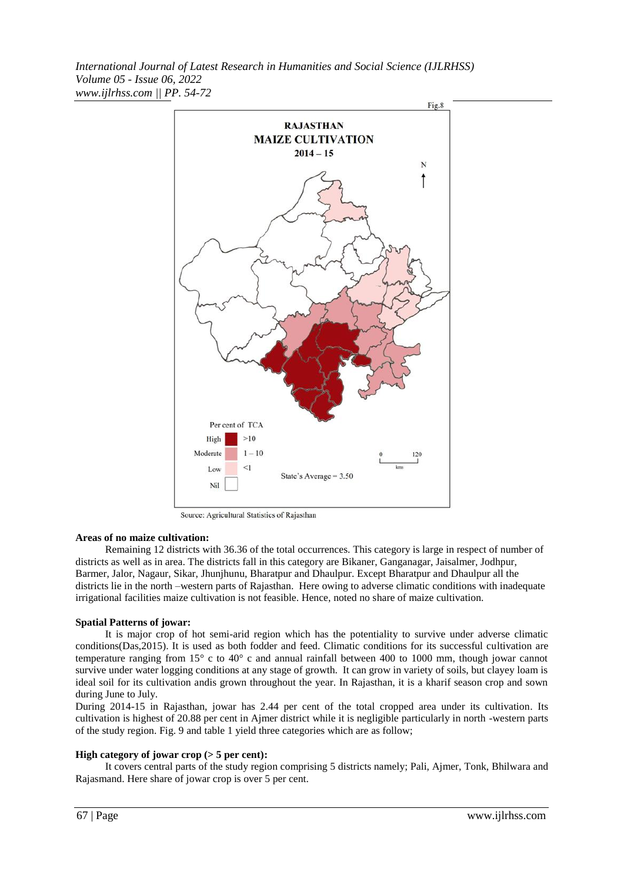## Areas of no maize cultivation:

Remaining 12 districts with 36.36 of the total occurrences. This category is large in respect of number of districts as well as in area. The districts fall in this category are Bikaner, Ganganagar, Jaisalmer, Jodhpur, Barmer, Jalor, Nagaur, Sikar, Jhunjhunu, Bharatpur and Dhaulpur. Except Bharatpur and Dhaulpur all the districts lie in the north –western parts of Rajasthan. Here owing to adverse climatic conditions with inadequate irrigational facilities maize cultivation is not feasible. Hence, noted no share of maize cultivation.

## Spatial Patterns of jowar:

It is major crop of hot semi-arid region which has the potentiality to survive under adverse climatic conditions(Das,2015). It is used as both fodder and feed. Climatic conditions for its successful cultivation are temperature ranging from 15° c to 40° c and annual rainfall between 400 to 1000 mm, though jowar cannot survive under water logging conditions at any stage of growth. It can grow in variety of soils, but clayey loam is ideal soil for its cultivation andis grown throughout the year. In Rajasthan, it is a kharif season crop and sown during June to July.

During 2014-15 in Rajasthan, jowar has 2.44 per cent of the total cropped area under its cultivation. Its cultivation is highest of 20.88 per cent in Ajmer district while it is negligible particularly in north -western parts of the study region. Fig. 9 and table 1 yield three categories which are as follow;

### High category of jowar crop (> 5 per cent):

It covers central parts of the study region comprising 5 districts namely; Pali, Ajmer, Tonk, Bhilwara and Rajasmand. Here share of jowar crop is over 5 per cent.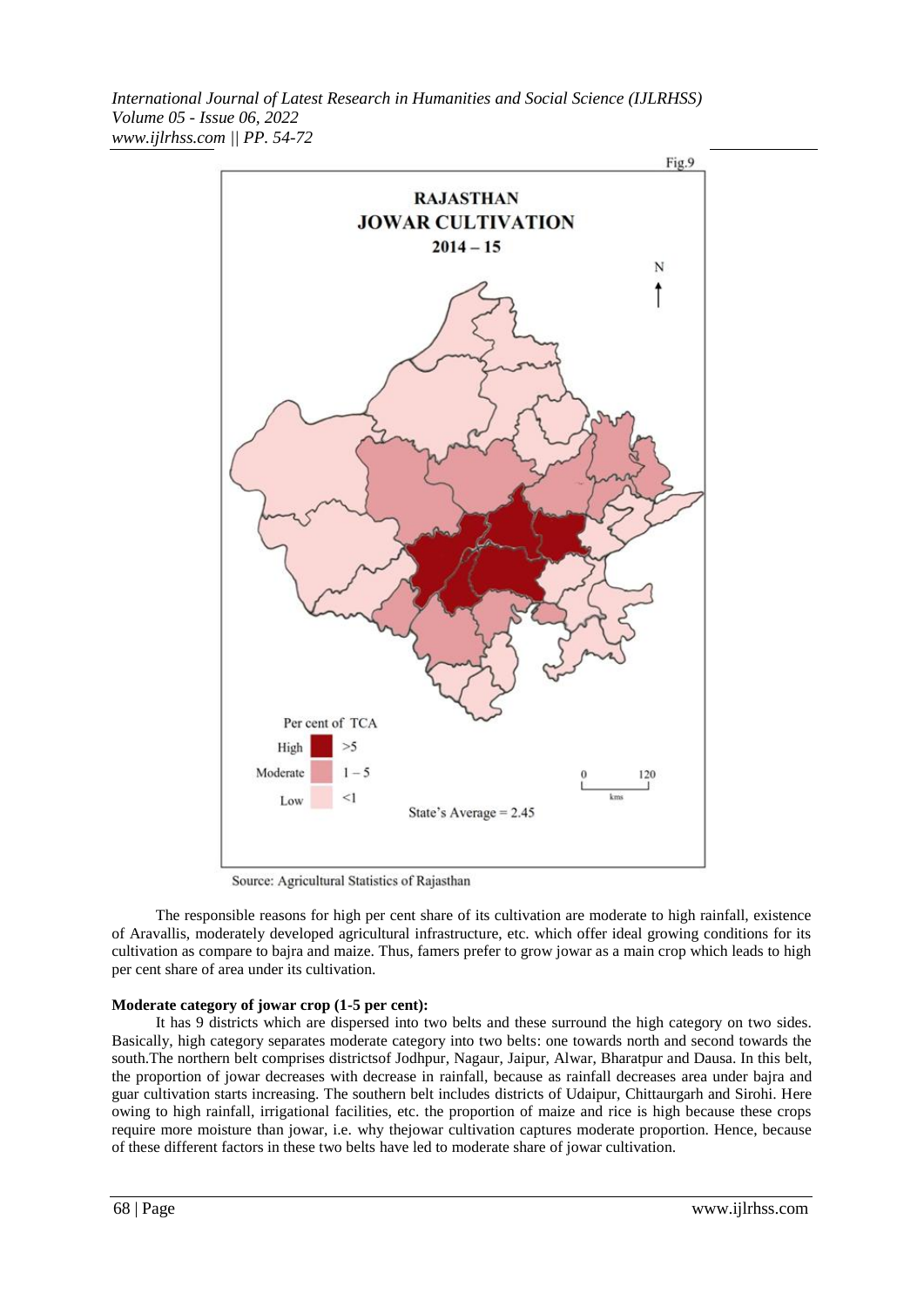Fig.9

**RAJASTHAN**
**JOWAR CULTIVATION**
**2014 – 15**

Per cent of TCA

High >5
Moderate 1 – 5
Low <1

State's Average = 2.45

Source: Agricultural Statistics of Rajasthan

The responsible reasons for high per cent share of its cultivation are moderate to high rainfall, existence of Aravallis, moderately developed agricultural infrastructure, etc. which offer ideal growing conditions for its cultivation as compare to bajra and maize. Thus, famers prefer to grow jowar as a main crop which leads to high per cent share of area under its cultivation.

**Moderate category of jowar crop (1-5 per cent):**

It has 9 districts which are dispersed into two belts and these surround the high category on two sides. Basically, high category separates moderate category into two belts: one towards north and second towards the south.The northern belt comprises districtsof Jodhpur, Nagaur, Jaipur, Alwar, Bharatpur and Dausa. In this belt, the proportion of jowar decreases with decrease in rainfall, because as rainfall decreases area under bajra and guar cultivation starts increasing. The southern belt includes districts of Udaipur, Chittaurgarh and Sirohi. Here owing to high rainfall, irrigational facilities, etc. the proportion of maize and rice is high because these crops require more moisture than jowar, i.e. why thejowar cultivation captures moderate proportion. Hence, because of these different factors in these two belts have led to moderate share of jowar cultivation.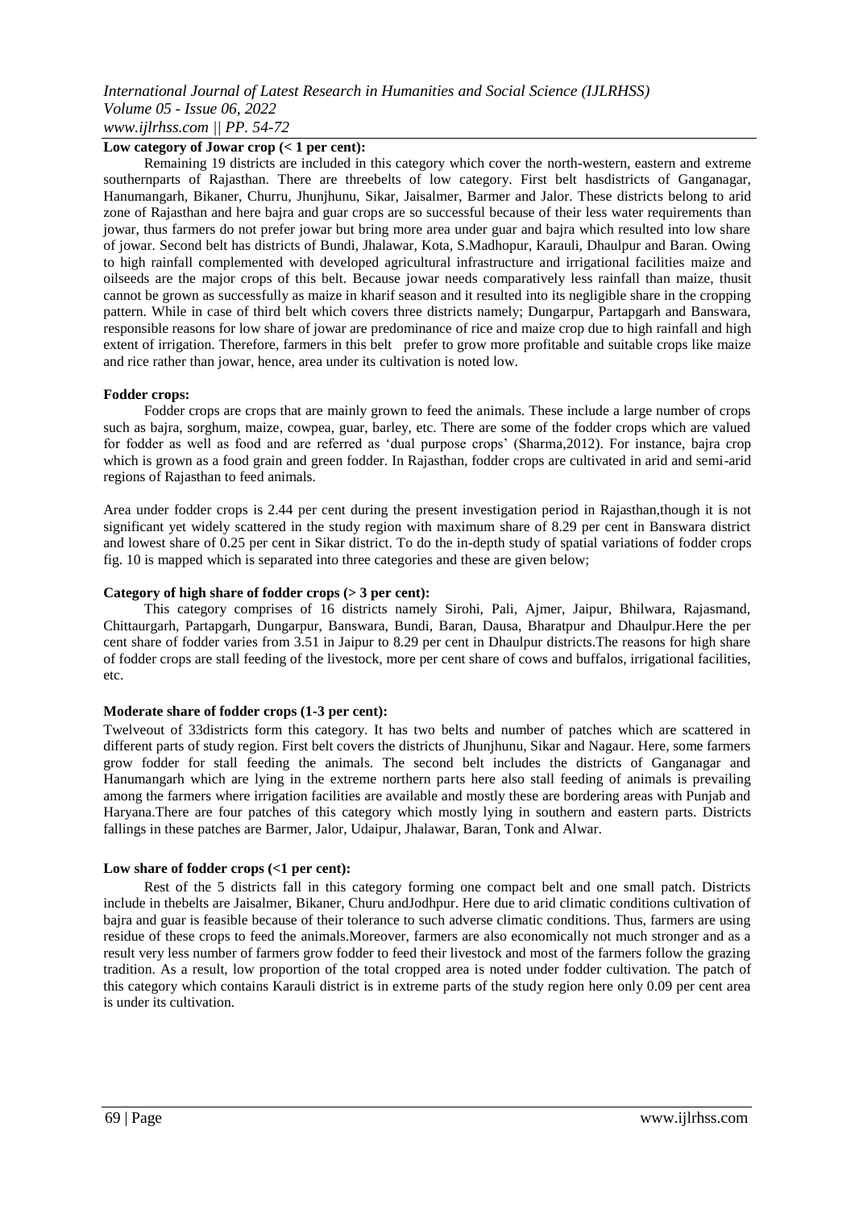**Low category of Jowar crop (< 1 per cent):**

Remaining 19 districts are included in this category which cover the north-western, eastern and extreme southernparts of Rajasthan. There are threebelts of low category. First belt hasdistricts of Ganganagar, Hanumangarh, Bikaner, Churru, Jhunjhunu, Sikar, Jaisalmer, Barmer and Jalor. These districts belong to arid zone of Rajasthan and here bajra and guar crops are so successful because of their less water requirements than jowar, thus farmers do not prefer jowar but bring more area under guar and bajra which resulted into low share of jowar. Second belt has districts of Bundi, Jhalawar, Kota, S.Madhopur, Karauli, Dhaulpur and Baran. Owing to high rainfall complemented with developed agricultural infrastructure and irrigational facilities maize and oilseeds are the major crops of this belt. Because jowar needs comparatively less rainfall than maize, thusit cannot be grown as successfully as maize in kharif season and it resulted into its negligible share in the cropping pattern. While in case of third belt which covers three districts namely; Dungarpur, Partapgarh and Banswara, responsible reasons for low share of jowar are predominance of rice and maize crop due to high rainfall and high extent of irrigation. Therefore, farmers in this belt prefer to grow more profitable and suitable crops like maize and rice rather than jowar, hence, area under its cultivation is noted low.

**Fodder crops:**

Fodder crops are crops that are mainly grown to feed the animals. These include a large number of crops such as bajra, sorghum, maize, cowpea, guar, barley, etc. There are some of the fodder crops which are valued for fodder as well as food and are referred as 'dual purpose crops' (Sharma,2012). For instance, bajra crop which is grown as a food grain and green fodder. In Rajasthan, fodder crops are cultivated in arid and semi-arid regions of Rajasthan to feed animals.

Area under fodder crops is 2.44 per cent during the present investigation period in Rajasthan,though it is not significant yet widely scattered in the study region with maximum share of 8.29 per cent in Banswara district and lowest share of 0.25 per cent in Sikar district. To do the in-depth study of spatial variations of fodder crops fig. 10 is mapped which is separated into three categories and these are given below;

**Category of high share of fodder crops (> 3 per cent):**

This category comprises of 16 districts namely Sirohi, Pali, Ajmer, Jaipur, Bhilwara, Rajasmand, Chittaurgarh, Partapgarh, Dungarpur, Banswara, Bundi, Baran, Dausa, Bharatpur and Dhaulpur.Here the per cent share of fodder varies from 3.51 in Jaipur to 8.29 per cent in Dhaulpur districts.The reasons for high share of fodder crops are stall feeding of the livestock, more per cent share of cows and buffalos, irrigational facilities, etc.

**Moderate share of fodder crops (1-3 per cent):**

Twelveout of 33districts form this category. It has two belts and number of patches which are scattered in different parts of study region. First belt covers the districts of Jhunjhunu, Sikar and Nagaur. Here, some farmers grow fodder for stall feeding the animals. The second belt includes the districts of Ganganagar and Hanumangarh which are lying in the extreme northern parts here also stall feeding of animals is prevailing among the farmers where irrigation facilities are available and mostly these are bordering areas with Punjab and Haryana.There are four patches of this category which mostly lying in southern and eastern parts. Districts fallings in these patches are Barmer, Jalor, Udaipur, Jhalawar, Baran, Tonk and Alwar.

**Low share of fodder crops (<1 per cent):**

Rest of the 5 districts fall in this category forming one compact belt and one small patch. Districts include in thebelts are Jaisalmer, Bikaner, Churu andJodhpur. Here due to arid climatic conditions cultivation of bajra and guar is feasible because of their tolerance to such adverse climatic conditions. Thus, farmers are using residue of these crops to feed the animals.Moreover, farmers are also economically not much stronger and as a result very less number of farmers grow fodder to feed their livestock and most of the farmers follow the grazing tradition. As a result, low proportion of the total cropped area is noted under fodder cultivation. The patch of this category which contains Karauli district is in extreme parts of the study region here only 0.09 per cent area is under its cultivation.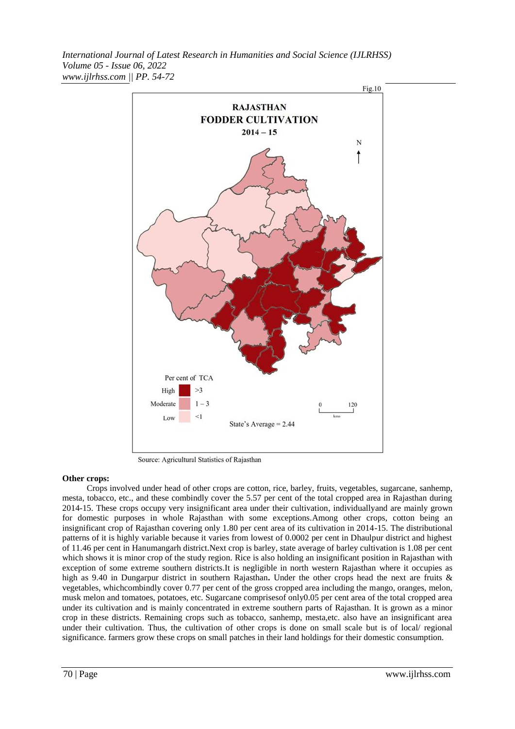Fig.10

**RAJASTHAN**
**FODDER CULTIVATION**
**2014 – 15**

Per cent of TCA

| | | |
|---|---|---|
| High | | >3 |
| Moderate | | 1 – 3 |
| Low | | <1 |

State's Average = 2.44

Source: Agricultural Statistics of Rajasthan

**Other crops:**

Crops involved under head of other crops are cotton, rice, barley, fruits, vegetables, sugarcane, sanhemp, mesta, tobacco, etc., and these combindly cover the 5.57 per cent of the total cropped area in Rajasthan during 2014-15. These crops occupy very insignificant area under their cultivation, individuallyand are mainly grown for domestic purposes in whole Rajasthan with some exceptions.Among other crops, cotton being an insignificant crop of Rajasthan covering only 1.80 per cent area of its cultivation in 2014-15. The distributional patterns of it is highly variable because it varies from lowest of 0.0002 per cent in Dhaulpur district and highest of 11.46 per cent in Hanumangarh district.Next crop is barley, state average of barley cultivation is 1.08 per cent which shows it is minor crop of the study region. Rice is also holding an insignificant position in Rajasthan with exception of some extreme southern districts.It is negligible in north western Rajasthan where it occupies as high as 9.40 in Dungarpur district in southern Rajasthan**.** Under the other crops head the next are fruits & vegetables, whichcombindly cover 0.77 per cent of the gross cropped area including the mango, oranges, melon, musk melon and tomatoes, potatoes, etc. Sugarcane comprisesof only0.05 per cent area of the total cropped area under its cultivation and is mainly concentrated in extreme southern parts of Rajasthan. It is grown as a minor crop in these districts. Remaining crops such as tobacco, sanhemp, mesta,etc. also have an insignificant area under their cultivation. Thus, the cultivation of other crops is done on small scale but is of local/ regional significance. farmers grow these crops on small patches in their land holdings for their domestic consumption.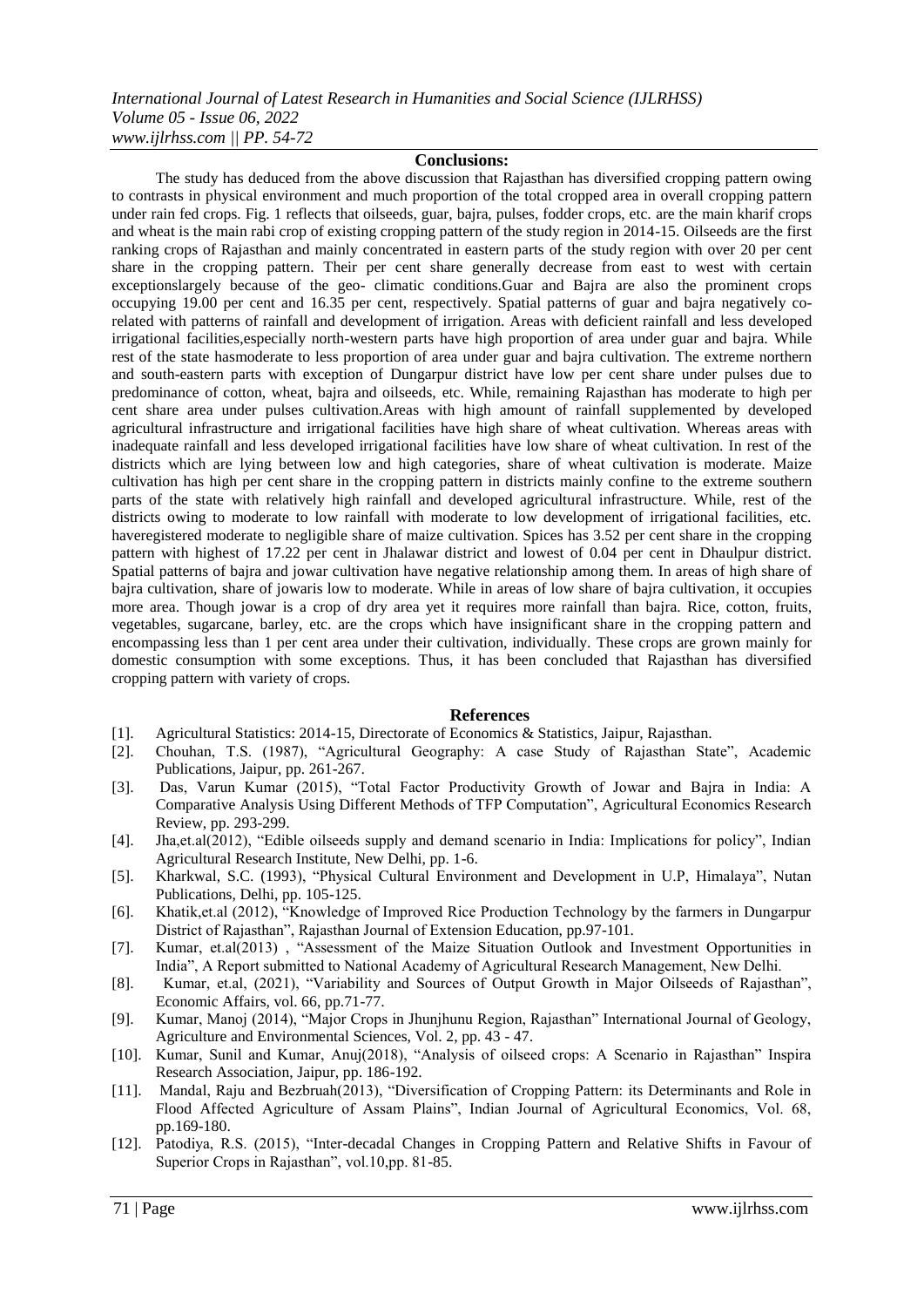## Conclusions:

The study has deduced from the above discussion that Rajasthan has diversified cropping pattern owing to contrasts in physical environment and much proportion of the total cropped area in overall cropping pattern under rain fed crops. Fig. 1 reflects that oilseeds, guar, bajra, pulses, fodder crops, etc. are the main kharif crops and wheat is the main rabi crop of existing cropping pattern of the study region in 2014-15. Oilseeds are the first ranking crops of Rajasthan and mainly concentrated in eastern parts of the study region with over 20 per cent share in the cropping pattern. Their per cent share generally decrease from east to west with certain exceptionslargely because of the geo- climatic conditions.Guar and Bajra are also the prominent crops occupying 19.00 per cent and 16.35 per cent, respectively. Spatial patterns of guar and bajra negatively co-related with patterns of rainfall and development of irrigation. Areas with deficient rainfall and less developed irrigational facilities,especially north-western parts have high proportion of area under guar and bajra. While rest of the state hasmoderate to less proportion of area under guar and bajra cultivation. The extreme northern and south-eastern parts with exception of Dungarpur district have low per cent share under pulses due to predominance of cotton, wheat, bajra and oilseeds, etc. While, remaining Rajasthan has moderate to high per cent share area under pulses cultivation.Areas with high amount of rainfall supplemented by developed agricultural infrastructure and irrigational facilities have high share of wheat cultivation. Whereas areas with inadequate rainfall and less developed irrigational facilities have low share of wheat cultivation. In rest of the districts which are lying between low and high categories, share of wheat cultivation is moderate. Maize cultivation has high per cent share in the cropping pattern in districts mainly confine to the extreme southern parts of the state with relatively high rainfall and developed agricultural infrastructure. While, rest of the districts owing to moderate to low rainfall with moderate to low development of irrigational facilities, etc. haveregistered moderate to negligible share of maize cultivation. Spices has 3.52 per cent share in the cropping pattern with highest of 17.22 per cent in Jhalawar district and lowest of 0.04 per cent in Dhaulpur district. Spatial patterns of bajra and jowar cultivation have negative relationship among them. In areas of high share of bajra cultivation, share of jowaris low to moderate. While in areas of low share of bajra cultivation, it occupies more area. Though jowar is a crop of dry area yet it requires more rainfall than bajra. Rice, cotton, fruits, vegetables, sugarcane, barley, etc. are the crops which have insignificant share in the cropping pattern and encompassing less than 1 per cent area under their cultivation, individually. These crops are grown mainly for domestic consumption with some exceptions. Thus, it has been concluded that Rajasthan has diversified cropping pattern with variety of crops.

## References

[1]. Agricultural Statistics: 2014-15, Directorate of Economics & Statistics, Jaipur, Rajasthan.

[2]. Chouhan, T.S. (1987), "Agricultural Geography: A case Study of Rajasthan State", Academic Publications, Jaipur, pp. 261-267.

[3]. Das, Varun Kumar (2015), "Total Factor Productivity Growth of Jowar and Bajra in India: A Comparative Analysis Using Different Methods of TFP Computation", Agricultural Economics Research Review, pp. 293-299.

[4]. Jha,et.al(2012), "Edible oilseeds supply and demand scenario in India: Implications for policy", Indian Agricultural Research Institute, New Delhi, pp. 1-6.

[5]. Kharkwal, S.C. (1993), "Physical Cultural Environment and Development in U.P, Himalaya", Nutan Publications, Delhi, pp. 105-125.

[6]. Khatik,et.al (2012), "Knowledge of Improved Rice Production Technology by the farmers in Dungarpur District of Rajasthan", Rajasthan Journal of Extension Education, pp.97-101.

[7]. Kumar, et.al(2013) , "Assessment of the Maize Situation Outlook and Investment Opportunities in India", A Report submitted to National Academy of Agricultural Research Management, New Delhi.

[8]. Kumar, et.al, (2021), "Variability and Sources of Output Growth in Major Oilseeds of Rajasthan", Economic Affairs, vol. 66, pp.71-77.

[9]. Kumar, Manoj (2014), "Major Crops in Jhunjhunu Region, Rajasthan" International Journal of Geology, Agriculture and Environmental Sciences, Vol. 2, pp. 43 - 47.

[10]. Kumar, Sunil and Kumar, Anuj(2018), "Analysis of oilseed crops: A Scenario in Rajasthan" Inspira Research Association, Jaipur, pp. 186-192.

[11]. Mandal, Raju and Bezbruah(2013), "Diversification of Cropping Pattern: its Determinants and Role in Flood Affected Agriculture of Assam Plains", Indian Journal of Agricultural Economics, Vol. 68, pp.169-180.

[12]. Patodiya, R.S. (2015), "Inter-decadal Changes in Cropping Pattern and Relative Shifts in Favour of Superior Crops in Rajasthan", vol.10,pp. 81-85.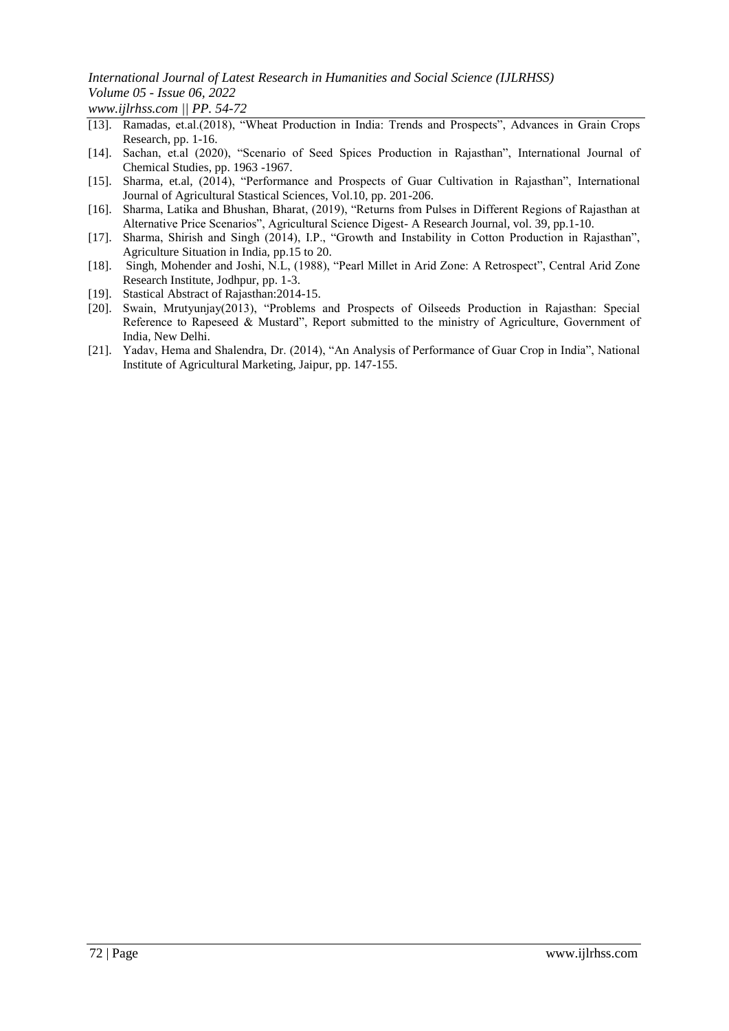[13]. Ramadas, et.al.(2018), "Wheat Production in India: Trends and Prospects", Advances in Grain Crops Research, pp. 1-16.

[14]. Sachan, et.al (2020), "Scenario of Seed Spices Production in Rajasthan", International Journal of Chemical Studies, pp. 1963 -1967.

[15]. Sharma, et.al, (2014), "Performance and Prospects of Guar Cultivation in Rajasthan", International Journal of Agricultural Stastical Sciences, Vol.10, pp. 201-206.

[16]. Sharma, Latika and Bhushan, Bharat, (2019), "Returns from Pulses in Different Regions of Rajasthan at Alternative Price Scenarios", Agricultural Science Digest- A Research Journal, vol. 39, pp.1-10.

[17]. Sharma, Shirish and Singh (2014), I.P., "Growth and Instability in Cotton Production in Rajasthan", Agriculture Situation in India, pp.15 to 20.

[18]. Singh, Mohender and Joshi, N.L, (1988), "Pearl Millet in Arid Zone: A Retrospect", Central Arid Zone Research Institute, Jodhpur, pp. 1-3.

[19]. Stastical Abstract of Rajasthan:2014-15.

[20]. Swain, Mrutyunjay(2013), "Problems and Prospects of Oilseeds Production in Rajasthan: Special Reference to Rapeseed & Mustard", Report submitted to the ministry of Agriculture, Government of India, New Delhi.

[21]. Yadav, Hema and Shalendra, Dr. (2014), "An Analysis of Performance of Guar Crop in India", National Institute of Agricultural Marketing, Jaipur, pp. 147-155.